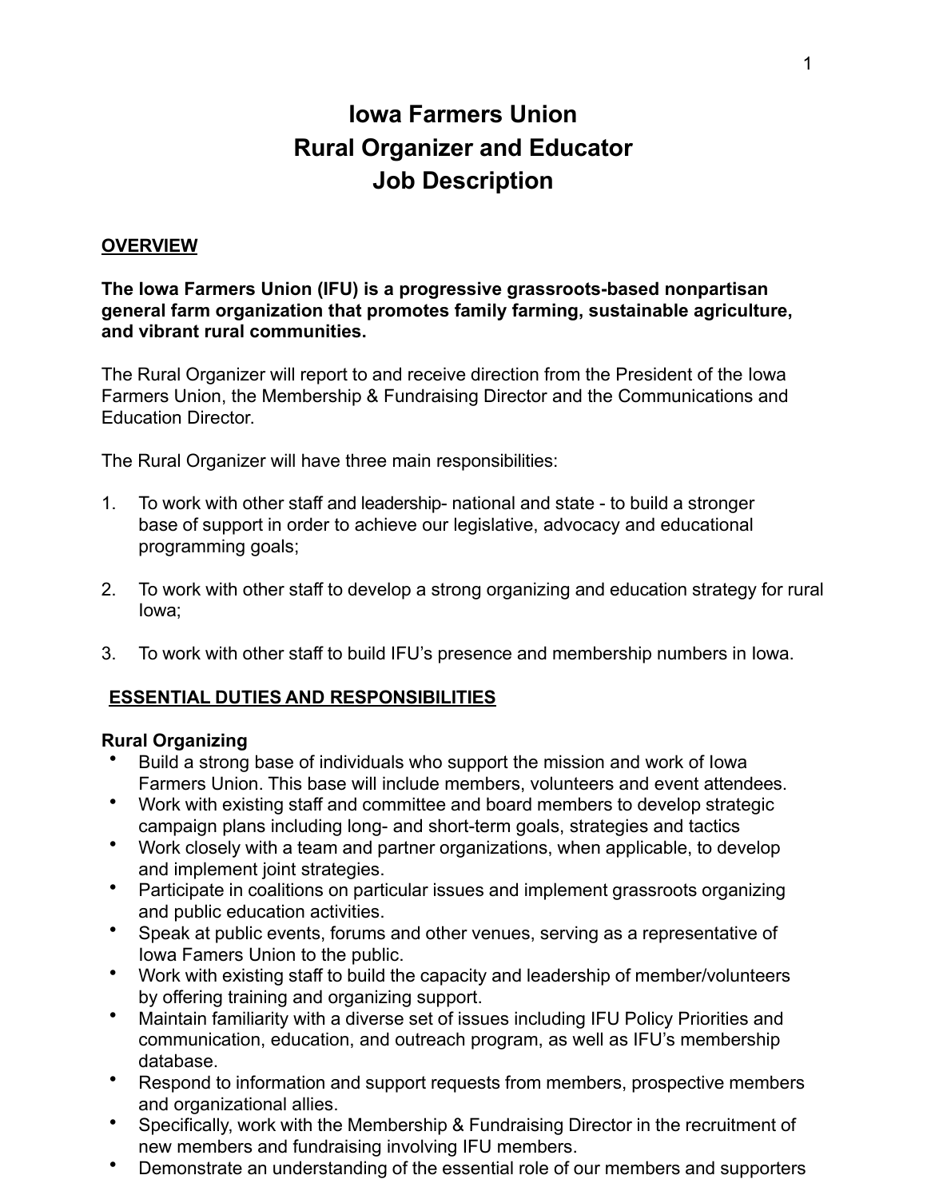# Iowa Farmers Union
# Rural Organizer and Educator
# Job Description

## OVERVIEW

**The Iowa Farmers Union (IFU) is a progressive grassroots-based nonpartisan general farm organization that promotes family farming, sustainable agriculture, and vibrant rural communities.**

The Rural Organizer will report to and receive direction from the President of the Iowa Farmers Union, the Membership & Fundraising Director and the Communications and Education Director.

The Rural Organizer will have three main responsibilities:

1. To work with other staff and leadership- national and state - to build a stronger base of support in order to achieve our legislative, advocacy and educational programming goals;

2. To work with other staff to develop a strong organizing and education strategy for rural Iowa;

3. To work with other staff to build IFU's presence and membership numbers in Iowa.

## ESSENTIAL DUTIES AND RESPONSIBILITIES

### Rural Organizing

- Build a strong base of individuals who support the mission and work of Iowa Farmers Union. This base will include members, volunteers and event attendees.
- Work with existing staff and committee and board members to develop strategic campaign plans including long- and short-term goals, strategies and tactics
- Work closely with a team and partner organizations, when applicable, to develop and implement joint strategies.
- Participate in coalitions on particular issues and implement grassroots organizing and public education activities.
- Speak at public events, forums and other venues, serving as a representative of Iowa Famers Union to the public.
- Work with existing staff to build the capacity and leadership of member/volunteers by offering training and organizing support.
- Maintain familiarity with a diverse set of issues including IFU Policy Priorities and communication, education, and outreach program, as well as IFU's membership database.
- Respond to information and support requests from members, prospective members and organizational allies.
- Specifically, work with the Membership & Fundraising Director in the recruitment of new members and fundraising involving IFU members.
- Demonstrate an understanding of the essential role of our members and supporters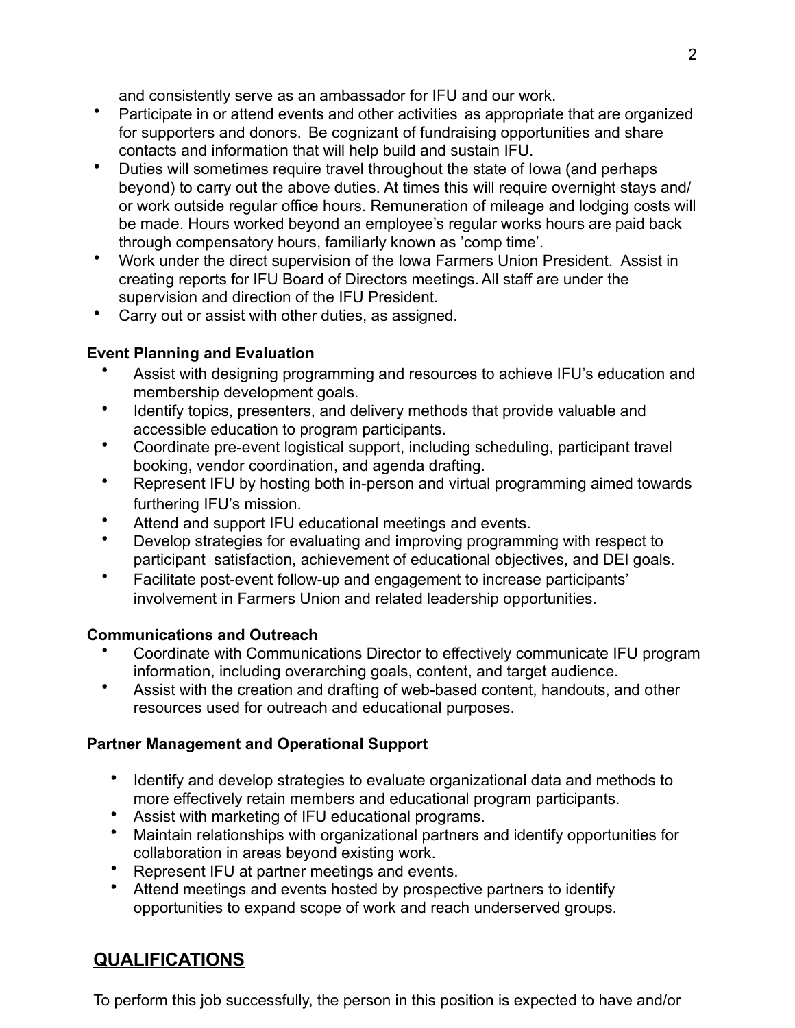and consistently serve as an ambassador for IFU and our work.

- Participate in or attend events and other activities as appropriate that are organized for supporters and donors. Be cognizant of fundraising opportunities and share contacts and information that will help build and sustain IFU.
- Duties will sometimes require travel throughout the state of Iowa (and perhaps beyond) to carry out the above duties. At times this will require overnight stays and/or work outside regular office hours. Remuneration of mileage and lodging costs will be made. Hours worked beyond an employee's regular works hours are paid back through compensatory hours, familiarly known as 'comp time'.
- Work under the direct supervision of the Iowa Farmers Union President. Assist in creating reports for IFU Board of Directors meetings. All staff are under the supervision and direction of the IFU President.
- Carry out or assist with other duties, as assigned.

**Event Planning and Evaluation**

- Assist with designing programming and resources to achieve IFU's education and membership development goals.
- Identify topics, presenters, and delivery methods that provide valuable and accessible education to program participants.
- Coordinate pre-event logistical support, including scheduling, participant travel booking, vendor coordination, and agenda drafting.
- Represent IFU by hosting both in-person and virtual programming aimed towards furthering IFU's mission.
- Attend and support IFU educational meetings and events.
- Develop strategies for evaluating and improving programming with respect to participant satisfaction, achievement of educational objectives, and DEI goals.
- Facilitate post-event follow-up and engagement to increase participants' involvement in Farmers Union and related leadership opportunities.

**Communications and Outreach**

- Coordinate with Communications Director to effectively communicate IFU program information, including overarching goals, content, and target audience.
- Assist with the creation and drafting of web-based content, handouts, and other resources used for outreach and educational purposes.

**Partner Management and Operational Support**

- Identify and develop strategies to evaluate organizational data and methods to more effectively retain members and educational program participants.
- Assist with marketing of IFU educational programs.
- Maintain relationships with organizational partners and identify opportunities for collaboration in areas beyond existing work.
- Represent IFU at partner meetings and events.
- Attend meetings and events hosted by prospective partners to identify opportunities to expand scope of work and reach underserved groups.

## QUALIFICATIONS

To perform this job successfully, the person in this position is expected to have and/or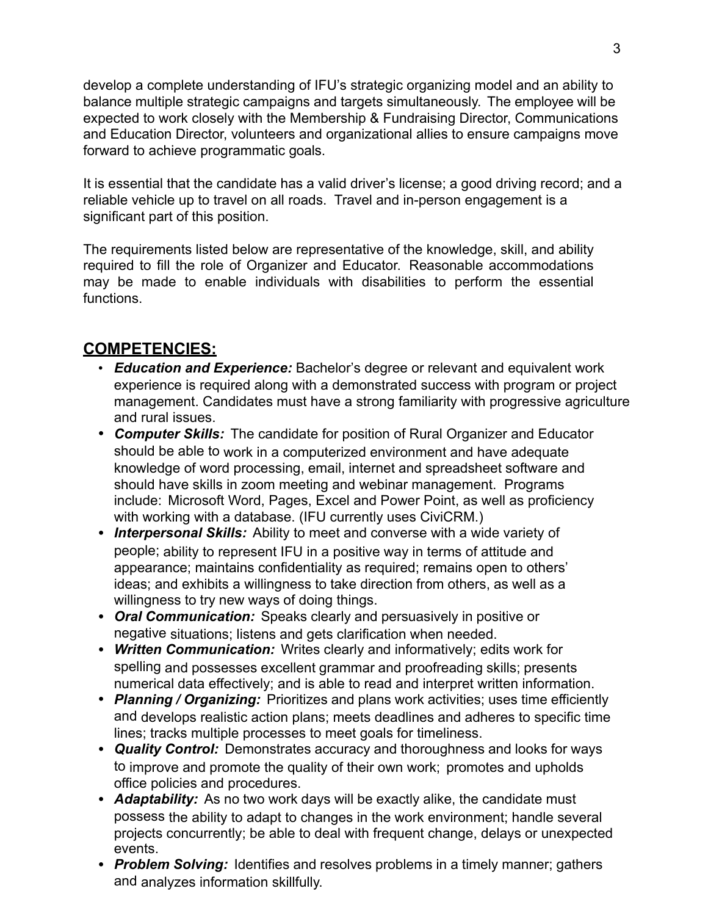develop a complete understanding of IFU's strategic organizing model and an ability to balance multiple strategic campaigns and targets simultaneously. The employee will be expected to work closely with the Membership & Fundraising Director, Communications and Education Director, volunteers and organizational allies to ensure campaigns move forward to achieve programmatic goals.

It is essential that the candidate has a valid driver's license; a good driving record; and a reliable vehicle up to travel on all roads. Travel and in-person engagement is a significant part of this position.

The requirements listed below are representative of the knowledge, skill, and ability required to fill the role of Organizer and Educator. Reasonable accommodations may be made to enable individuals with disabilities to perform the essential functions.

## COMPETENCIES:

- ***Education and Experience:*** Bachelor's degree or relevant and equivalent work experience is required along with a demonstrated success with program or project management. Candidates must have a strong familiarity with progressive agriculture and rural issues.
- ***Computer Skills:*** The candidate for position of Rural Organizer and Educator should be able to work in a computerized environment and have adequate knowledge of word processing, email, internet and spreadsheet software and should have skills in zoom meeting and webinar management. Programs include: Microsoft Word, Pages, Excel and Power Point, as well as proficiency with working with a database. (IFU currently uses CiviCRM.)
- ***Interpersonal Skills:*** Ability to meet and converse with a wide variety of people; ability to represent IFU in a positive way in terms of attitude and appearance; maintains confidentiality as required; remains open to others' ideas; and exhibits a willingness to take direction from others, as well as a willingness to try new ways of doing things.
- ***Oral Communication:*** Speaks clearly and persuasively in positive or negative situations; listens and gets clarification when needed.
- ***Written Communication:*** Writes clearly and informatively; edits work for spelling and possesses excellent grammar and proofreading skills; presents numerical data effectively; and is able to read and interpret written information.
- ***Planning / Organizing:*** Prioritizes and plans work activities; uses time efficiently and develops realistic action plans; meets deadlines and adheres to specific time lines; tracks multiple processes to meet goals for timeliness.
- ***Quality Control:*** Demonstrates accuracy and thoroughness and looks for ways to improve and promote the quality of their own work; promotes and upholds office policies and procedures.
- ***Adaptability:*** As no two work days will be exactly alike, the candidate must possess the ability to adapt to changes in the work environment; handle several projects concurrently; be able to deal with frequent change, delays or unexpected events.
- ***Problem Solving:*** Identifies and resolves problems in a timely manner; gathers and analyzes information skillfully.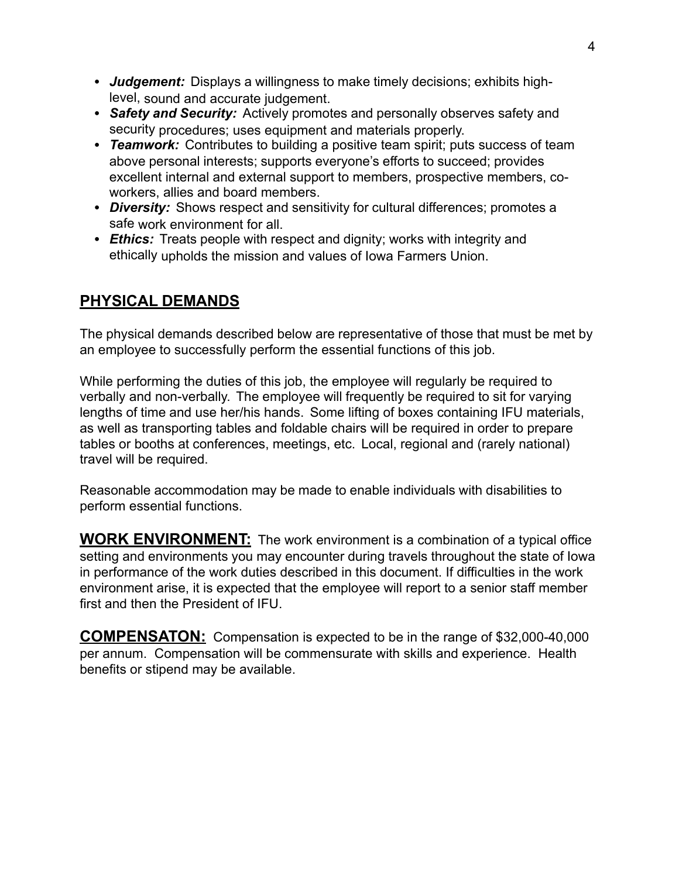- ***Judgement:*** Displays a willingness to make timely decisions; exhibits high-level, sound and accurate judgement.
- ***Safety and Security:*** Actively promotes and personally observes safety and security procedures; uses equipment and materials properly.
- ***Teamwork:*** Contributes to building a positive team spirit; puts success of team above personal interests; supports everyone's efforts to succeed; provides excellent internal and external support to members, prospective members, co-workers, allies and board members.
- ***Diversity:*** Shows respect and sensitivity for cultural differences; promotes a safe work environment for all.
- ***Ethics:*** Treats people with respect and dignity; works with integrity and ethically upholds the mission and values of Iowa Farmers Union.

## PHYSICAL DEMANDS

The physical demands described below are representative of those that must be met by an employee to successfully perform the essential functions of this job.

While performing the duties of this job, the employee will regularly be required to verbally and non-verbally. The employee will frequently be required to sit for varying lengths of time and use her/his hands. Some lifting of boxes containing IFU materials, as well as transporting tables and foldable chairs will be required in order to prepare tables or booths at conferences, meetings, etc. Local, regional and (rarely national) travel will be required.

Reasonable accommodation may be made to enable individuals with disabilities to perform essential functions.

**WORK ENVIRONMENT:** The work environment is a combination of a typical office setting and environments you may encounter during travels throughout the state of Iowa in performance of the work duties described in this document. If difficulties in the work environment arise, it is expected that the employee will report to a senior staff member first and then the President of IFU.

**COMPENSATON:** Compensation is expected to be in the range of $32,000-40,000 per annum. Compensation will be commensurate with skills and experience. Health benefits or stipend may be available.